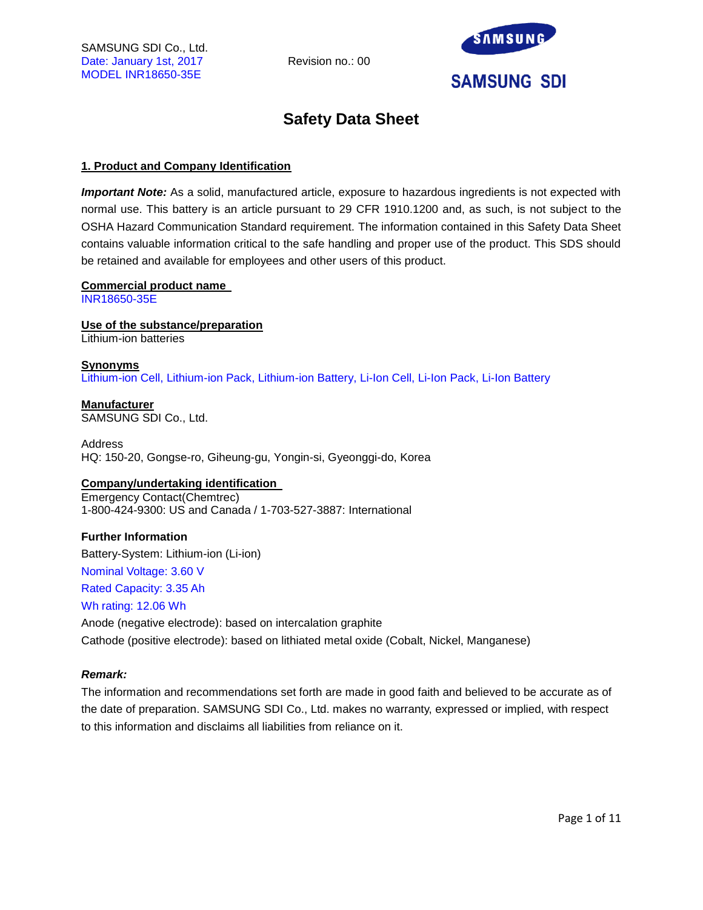SAMSUNG SDI Co., Ltd.
Date: January 1st, 2017
MODEL INR18650-35E

Revision no.: 00

SAMSUNG SDI

# Safety Data Sheet

## 1. Product and Company Identification

***Important Note:*** As a solid, manufactured article, exposure to hazardous ingredients is not expected with normal use. This battery is an article pursuant to 29 CFR 1910.1200 and, as such, is not subject to the OSHA Hazard Communication Standard requirement. The information contained in this Safety Data Sheet contains valuable information critical to the safe handling and proper use of the product. This SDS should be retained and available for employees and other users of this product.

**Commercial product name**
INR18650-35E

**Use of the substance/preparation**
Lithium-ion batteries

**Synonyms**
Lithium-ion Cell, Lithium-ion Pack, Lithium-ion Battery, Li-Ion Cell, Li-Ion Pack, Li-Ion Battery

**Manufacturer**
SAMSUNG SDI Co., Ltd.

Address
HQ: 150-20, Gongse-ro, Giheung-gu, Yongin-si, Gyeonggi-do, Korea

**Company/undertaking identification**
Emergency Contact(Chemtrec)
1-800-424-9300: US and Canada / 1-703-527-3887: International

**Further Information**

Battery-System: Lithium-ion (Li-ion)

Nominal Voltage: 3.60 V

Rated Capacity: 3.35 Ah

Wh rating: 12.06 Wh

Anode (negative electrode): based on intercalation graphite

Cathode (positive electrode): based on lithiated metal oxide (Cobalt, Nickel, Manganese)

***Remark:***

The information and recommendations set forth are made in good faith and believed to be accurate as of the date of preparation. SAMSUNG SDI Co., Ltd. makes no warranty, expressed or implied, with respect to this information and disclaims all liabilities from reliance on it.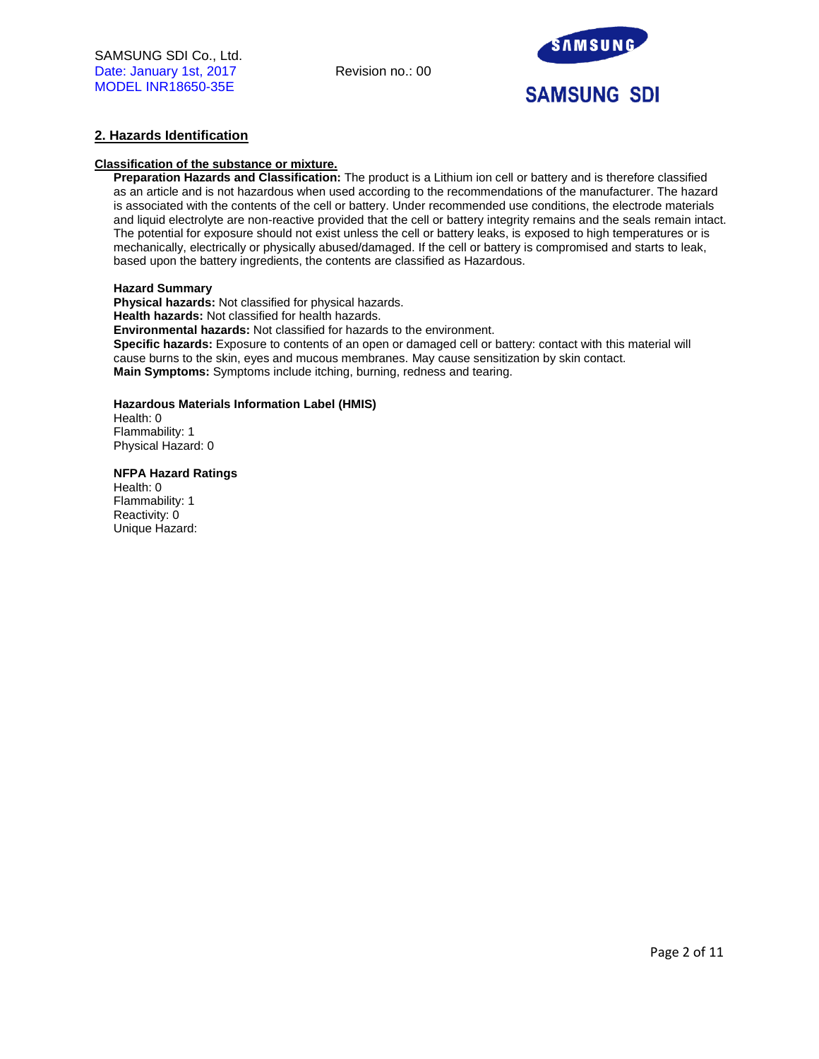## 2. Hazards Identification

**Classification of the substance or mixture.**

**Preparation Hazards and Classification:** The product is a Lithium ion cell or battery and is therefore classified as an article and is not hazardous when used according to the recommendations of the manufacturer. The hazard is associated with the contents of the cell or battery. Under recommended use conditions, the electrode materials and liquid electrolyte are non-reactive provided that the cell or battery integrity remains and the seals remain intact. The potential for exposure should not exist unless the cell or battery leaks, is exposed to high temperatures or is mechanically, electrically or physically abused/damaged. If the cell or battery is compromised and starts to leak, based upon the battery ingredients, the contents are classified as Hazardous.

**Hazard Summary**

**Physical hazards:** Not classified for physical hazards.
**Health hazards:** Not classified for health hazards.
**Environmental hazards:** Not classified for hazards to the environment.
**Specific hazards:** Exposure to contents of an open or damaged cell or battery: contact with this material will cause burns to the skin, eyes and mucous membranes. May cause sensitization by skin contact.
**Main Symptoms:** Symptoms include itching, burning, redness and tearing.

**Hazardous Materials Information Label (HMIS)**

Health: 0
Flammability: 1
Physical Hazard: 0

**NFPA Hazard Ratings**

Health: 0
Flammability: 1
Reactivity: 0
Unique Hazard: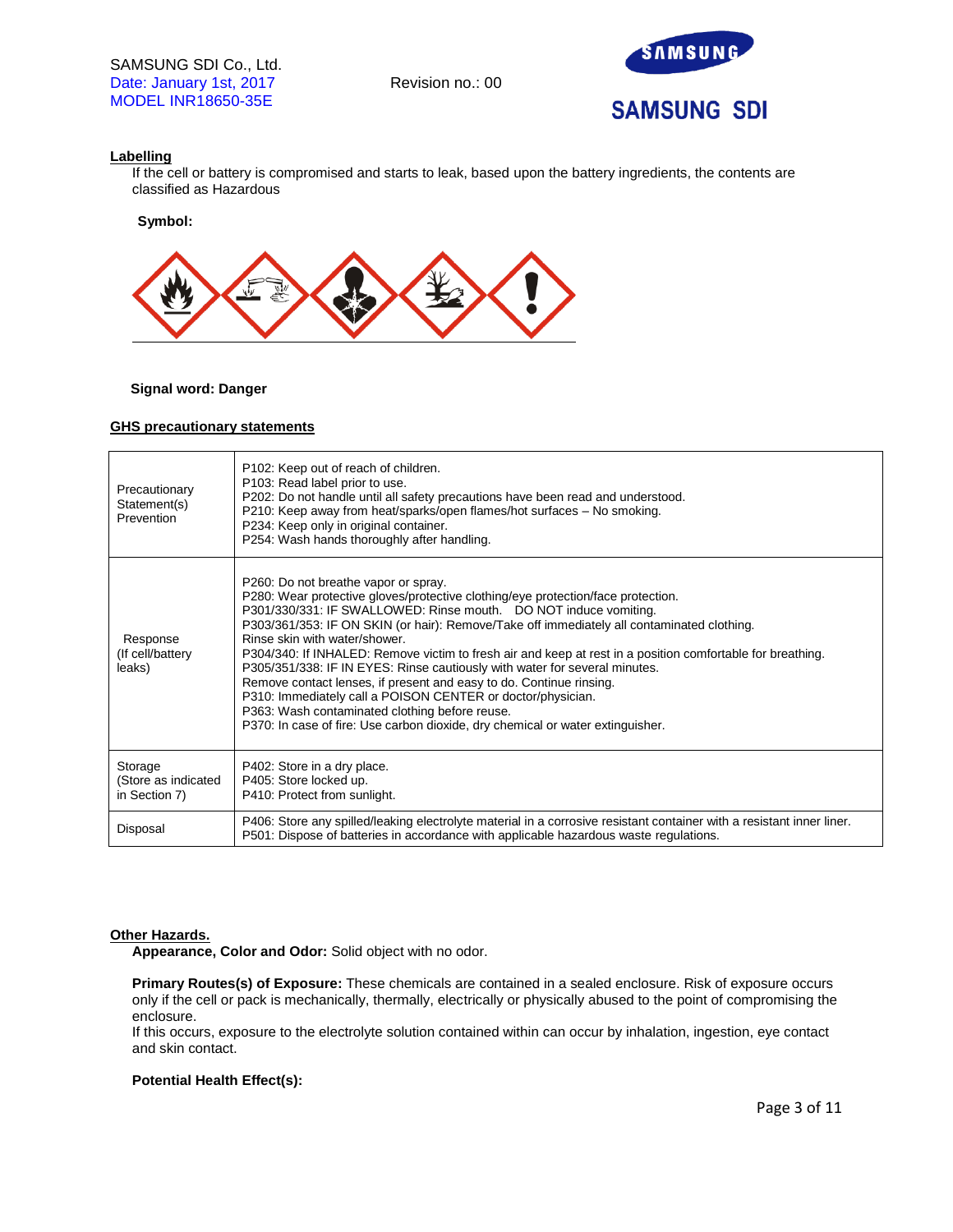## Labelling

If the cell or battery is compromised and starts to leak, based upon the battery ingredients, the contents are classified as Hazardous

**Symbol:**

**Signal word: Danger**

## GHS precautionary statements

| | |
|---|---|
| Precautionary Statement(s) Prevention | P102: Keep out of reach of children.<br>P103: Read label prior to use.<br>P202: Do not handle until all safety precautions have been read and understood.<br>P210: Keep away from heat/sparks/open flames/hot surfaces – No smoking.<br>P234: Keep only in original container.<br>P254: Wash hands thoroughly after handling. |
| Response (If cell/battery leaks) | P260: Do not breathe vapor or spray.<br>P280: Wear protective gloves/protective clothing/eye protection/face protection.<br>P301/330/331: IF SWALLOWED: Rinse mouth. DO NOT induce vomiting.<br>P303/361/353: IF ON SKIN (or hair): Remove/Take off immediately all contaminated clothing. Rinse skin with water/shower.<br>P304/340: If INHALED: Remove victim to fresh air and keep at rest in a position comfortable for breathing.<br>P305/351/338: IF IN EYES: Rinse cautiously with water for several minutes. Remove contact lenses, if present and easy to do. Continue rinsing.<br>P310: Immediately call a POISON CENTER or doctor/physician.<br>P363: Wash contaminated clothing before reuse.<br>P370: In case of fire: Use carbon dioxide, dry chemical or water extinguisher. |
| Storage (Store as indicated in Section 7) | P402: Store in a dry place.<br>P405: Store locked up.<br>P410: Protect from sunlight. |
| Disposal | P406: Store any spilled/leaking electrolyte material in a corrosive resistant container with a resistant inner liner.<br>P501: Dispose of batteries in accordance with applicable hazardous waste regulations. |

## Other Hazards.

**Appearance, Color and Odor:** Solid object with no odor.

**Primary Routes(s) of Exposure:** These chemicals are contained in a sealed enclosure. Risk of exposure occurs only if the cell or pack is mechanically, thermally, electrically or physically abused to the point of compromising the enclosure.
If this occurs, exposure to the electrolyte solution contained within can occur by inhalation, ingestion, eye contact and skin contact.

**Potential Health Effect(s):**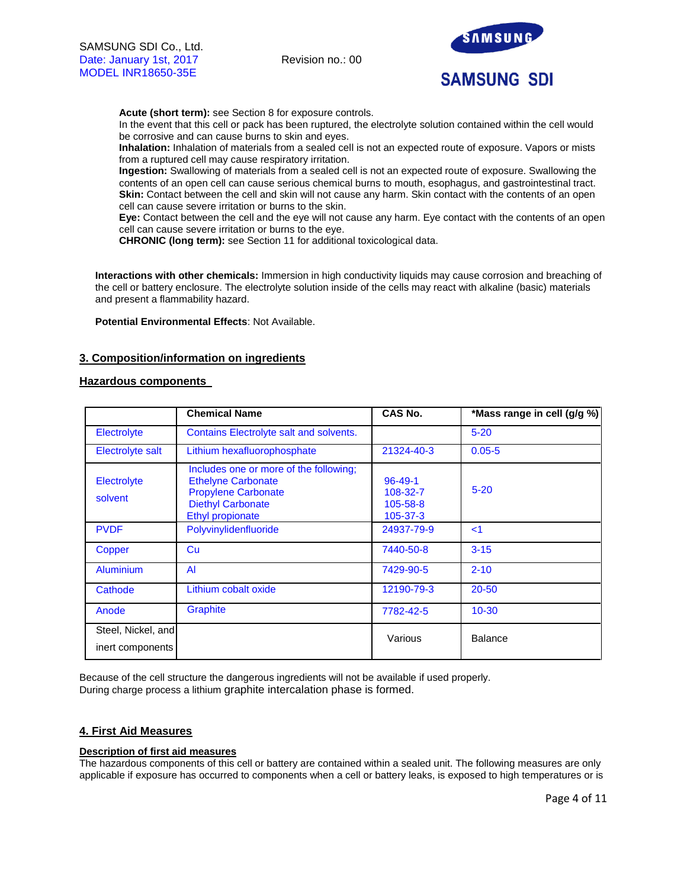**Acute (short term):** see Section 8 for exposure controls.
In the event that this cell or pack has been ruptured, the electrolyte solution contained within the cell would be corrosive and can cause burns to skin and eyes.
**Inhalation:** Inhalation of materials from a sealed cell is not an expected route of exposure. Vapors or mists from a ruptured cell may cause respiratory irritation.
**Ingestion:** Swallowing of materials from a sealed cell is not an expected route of exposure. Swallowing the contents of an open cell can cause serious chemical burns to mouth, esophagus, and gastrointestinal tract.
**Skin:** Contact between the cell and skin will not cause any harm. Skin contact with the contents of an open cell can cause severe irritation or burns to the skin.
**Eye:** Contact between the cell and the eye will not cause any harm. Eye contact with the contents of an open cell can cause severe irritation or burns to the eye.
**CHRONIC (long term):** see Section 11 for additional toxicological data.

**Interactions with other chemicals:** Immersion in high conductivity liquids may cause corrosion and breaching of the cell or battery enclosure. The electrolyte solution inside of the cells may react with alkaline (basic) materials and present a flammability hazard.

**Potential Environmental Effects**: Not Available.

## 3. Composition/information on ingredients

### Hazardous components

| | Chemical Name | CAS No. | *Mass range in cell (g/g %) |
|---|---|---|---|
| Electrolyte | Contains Electrolyte salt and solvents. | | 5-20 |
| Electrolyte salt | Lithium hexafluorophosphate | 21324-40-3 | 0.05-5 |
| Electrolyte solvent | Includes one or more of the following; Ethelyne Carbonate Propylene Carbonate Diethyl Carbonate Ethyl propionate | 96-49-1 108-32-7 105-58-8 105-37-3 | 5-20 |
| PVDF | Polyvinylidenfluoride | 24937-79-9 | <1 |
| Copper | Cu | 7440-50-8 | 3-15 |
| Aluminium | Al | 7429-90-5 | 2-10 |
| Cathode | Lithium cobalt oxide | 12190-79-3 | 20-50 |
| Anode | Graphite | 7782-42-5 | 10-30 |
| Steel, Nickel, and inert components | | Various | Balance |

Because of the cell structure the dangerous ingredients will not be available if used properly.
During charge process a lithium graphite intercalation phase is formed.

## 4. First Aid Measures

### Description of first aid measures

The hazardous components of this cell or battery are contained within a sealed unit. The following measures are only applicable if exposure has occurred to components when a cell or battery leaks, is exposed to high temperatures or is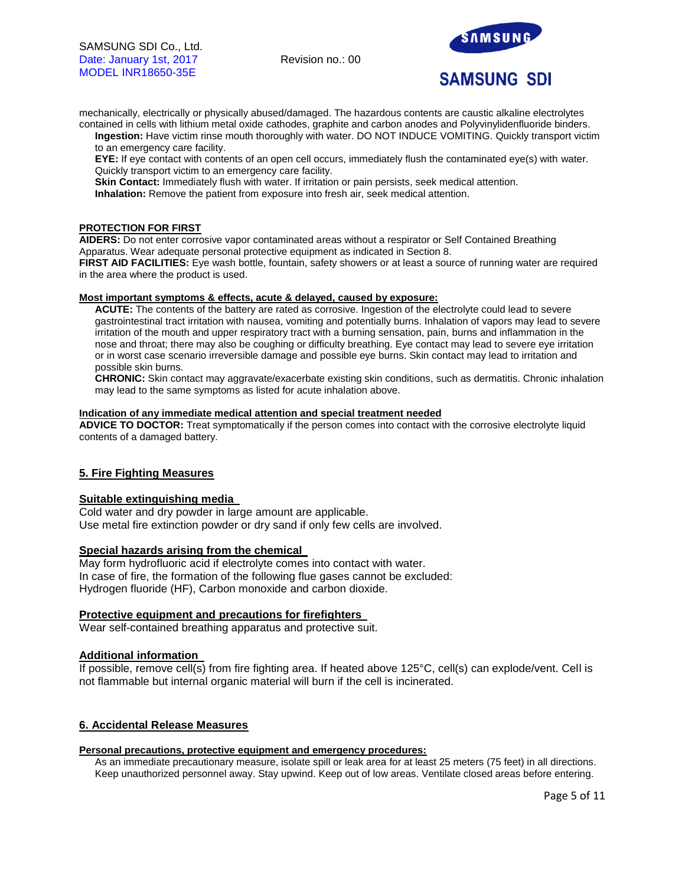mechanically, electrically or physically abused/damaged. The hazardous contents are caustic alkaline electrolytes contained in cells with lithium metal oxide cathodes, graphite and carbon anodes and Polyvinylidenfluoride binders.

**Ingestion:** Have victim rinse mouth thoroughly with water. DO NOT INDUCE VOMITING. Quickly transport victim to an emergency care facility.

**EYE:** If eye contact with contents of an open cell occurs, immediately flush the contaminated eye(s) with water. Quickly transport victim to an emergency care facility.

**Skin Contact:** Immediately flush with water. If irritation or pain persists, seek medical attention.

**Inhalation:** Remove the patient from exposure into fresh air, seek medical attention.

**PROTECTION FOR FIRST**

**AIDERS:** Do not enter corrosive vapor contaminated areas without a respirator or Self Contained Breathing Apparatus. Wear adequate personal protective equipment as indicated in Section 8.

**FIRST AID FACILITIES:** Eye wash bottle, fountain, safety showers or at least a source of running water are required in the area where the product is used.

**Most important symptoms & effects, acute & delayed, caused by exposure:**

**ACUTE:** The contents of the battery are rated as corrosive. Ingestion of the electrolyte could lead to severe gastrointestinal tract irritation with nausea, vomiting and potentially burns. Inhalation of vapors may lead to severe irritation of the mouth and upper respiratory tract with a burning sensation, pain, burns and inflammation in the nose and throat; there may also be coughing or difficulty breathing. Eye contact may lead to severe eye irritation or in worst case scenario irreversible damage and possible eye burns. Skin contact may lead to irritation and possible skin burns.

**CHRONIC:** Skin contact may aggravate/exacerbate existing skin conditions, such as dermatitis. Chronic inhalation may lead to the same symptoms as listed for acute inhalation above.

**Indication of any immediate medical attention and special treatment needed**

**ADVICE TO DOCTOR:** Treat symptomatically if the person comes into contact with the corrosive electrolyte liquid contents of a damaged battery.

## 5. Fire Fighting Measures

### Suitable extinguishing media

Cold water and dry powder in large amount are applicable.
Use metal fire extinction powder or dry sand if only few cells are involved.

### Special hazards arising from the chemical

May form hydrofluoric acid if electrolyte comes into contact with water.
In case of fire, the formation of the following flue gases cannot be excluded:
Hydrogen fluoride (HF), Carbon monoxide and carbon dioxide.

### Protective equipment and precautions for firefighters

Wear self-contained breathing apparatus and protective suit.

### Additional information

If possible, remove cell(s) from fire fighting area. If heated above 125°C, cell(s) can explode/vent. Cell is not flammable but internal organic material will burn if the cell is incinerated.

## 6. Accidental Release Measures

**Personal precautions, protective equipment and emergency procedures:**

As an immediate precautionary measure, isolate spill or leak area for at least 25 meters (75 feet) in all directions. Keep unauthorized personnel away. Stay upwind. Keep out of low areas. Ventilate closed areas before entering.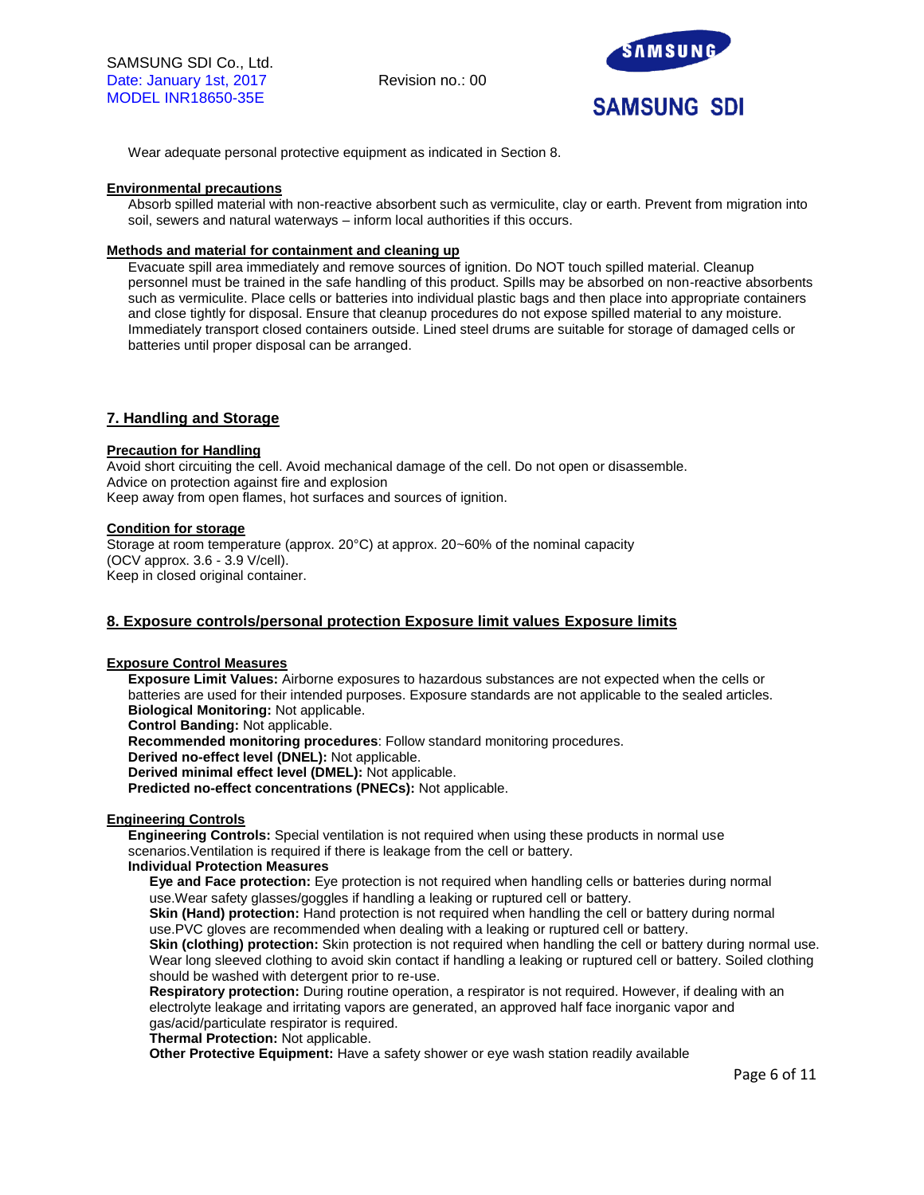Wear adequate personal protective equipment as indicated in Section 8.

**Environmental precautions**

Absorb spilled material with non-reactive absorbent such as vermiculite, clay or earth. Prevent from migration into soil, sewers and natural waterways – inform local authorities if this occurs.

**Methods and material for containment and cleaning up**

Evacuate spill area immediately and remove sources of ignition. Do NOT touch spilled material. Cleanup personnel must be trained in the safe handling of this product. Spills may be absorbed on non-reactive absorbents such as vermiculite. Place cells or batteries into individual plastic bags and then place into appropriate containers and close tightly for disposal. Ensure that cleanup procedures do not expose spilled material to any moisture. Immediately transport closed containers outside. Lined steel drums are suitable for storage of damaged cells or batteries until proper disposal can be arranged.

## 7. Handling and Storage

**Precaution for Handling**

Avoid short circuiting the cell. Avoid mechanical damage of the cell. Do not open or disassemble.
Advice on protection against fire and explosion
Keep away from open flames, hot surfaces and sources of ignition.

**Condition for storage**

Storage at room temperature (approx. 20°C) at approx. 20~60% of the nominal capacity (OCV approx. 3.6 - 3.9 V/cell).
Keep in closed original container.

## 8. Exposure controls/personal protection Exposure limit values Exposure limits

**Exposure Control Measures**

**Exposure Limit Values:** Airborne exposures to hazardous substances are not expected when the cells or batteries are used for their intended purposes. Exposure standards are not applicable to the sealed articles.
**Biological Monitoring:** Not applicable.
**Control Banding:** Not applicable.
**Recommended monitoring procedures**: Follow standard monitoring procedures.
**Derived no-effect level (DNEL):** Not applicable.
**Derived minimal effect level (DMEL):** Not applicable.
**Predicted no-effect concentrations (PNECs):** Not applicable.

**Engineering Controls**

**Engineering Controls:** Special ventilation is not required when using these products in normal use scenarios.Ventilation is required if there is leakage from the cell or battery.

**Individual Protection Measures**

**Eye and Face protection:** Eye protection is not required when handling cells or batteries during normal use.Wear safety glasses/goggles if handling a leaking or ruptured cell or battery.
**Skin (Hand) protection:** Hand protection is not required when handling the cell or battery during normal use.PVC gloves are recommended when dealing with a leaking or ruptured cell or battery.
**Skin (clothing) protection:** Skin protection is not required when handling the cell or battery during normal use. Wear long sleeved clothing to avoid skin contact if handling a leaking or ruptured cell or battery. Soiled clothing should be washed with detergent prior to re-use.
**Respiratory protection:** During routine operation, a respirator is not required. However, if dealing with an electrolyte leakage and irritating vapors are generated, an approved half face inorganic vapor and gas/acid/particulate respirator is required.
**Thermal Protection:** Not applicable.
**Other Protective Equipment:** Have a safety shower or eye wash station readily available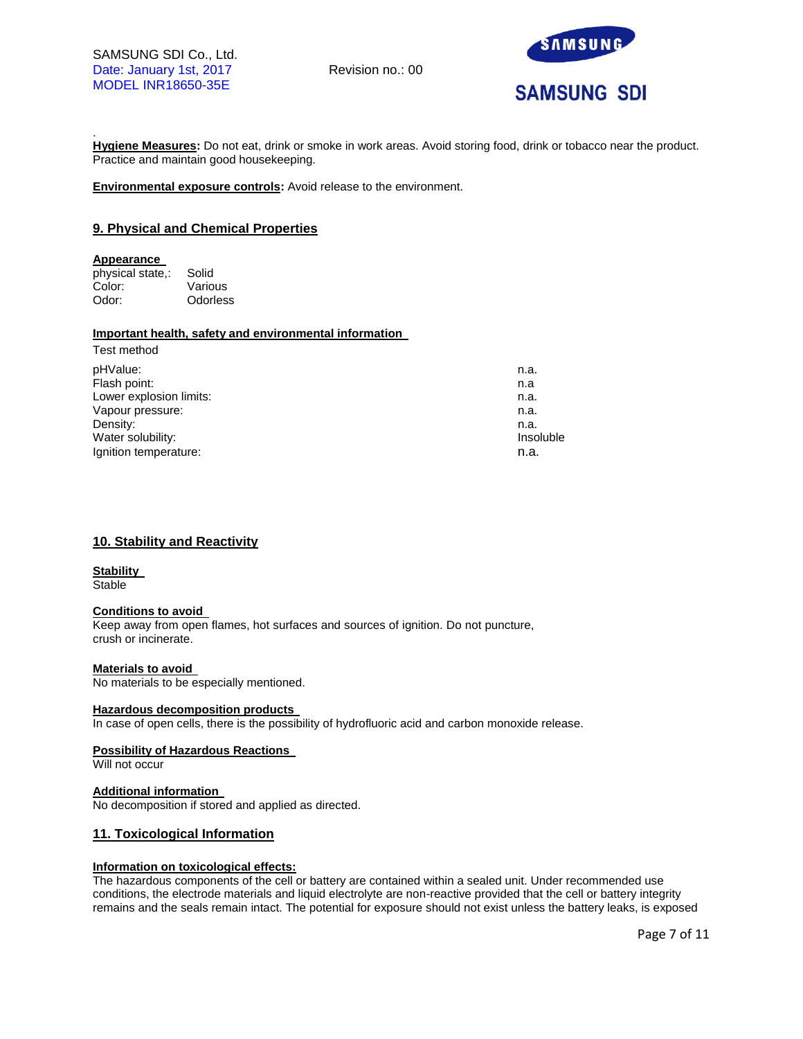**Hygiene Measures:** Do not eat, drink or smoke in work areas. Avoid storing food, drink or tobacco near the product. Practice and maintain good housekeeping.

**Environmental exposure controls:** Avoid release to the environment.

## 9. Physical and Chemical Properties

**Appearance**

| | |
|---|---|
| physical state,: | Solid |
| Color: | Various |
| Odor: | Odorless |

**Important health, safety and environmental information**

Test method

| | |
|---|---|
| pHValue: | n.a. |
| Flash point: | n.a |
| Lower explosion limits: | n.a. |
| Vapour pressure: | n.a. |
| Density: | n.a. |
| Water solubility: | Insoluble |
| Ignition temperature: | n.a. |

## 10. Stability and Reactivity

**Stability**

Stable

**Conditions to avoid**

Keep away from open flames, hot surfaces and sources of ignition. Do not puncture, crush or incinerate.

**Materials to avoid**

No materials to be especially mentioned.

**Hazardous decomposition products**

In case of open cells, there is the possibility of hydrofluoric acid and carbon monoxide release.

**Possibility of Hazardous Reactions**

Will not occur

**Additional information**

No decomposition if stored and applied as directed.

## 11. Toxicological Information

**Information on toxicological effects:**

The hazardous components of the cell or battery are contained within a sealed unit. Under recommended use conditions, the electrode materials and liquid electrolyte are non-reactive provided that the cell or battery integrity remains and the seals remain intact. The potential for exposure should not exist unless the battery leaks, is exposed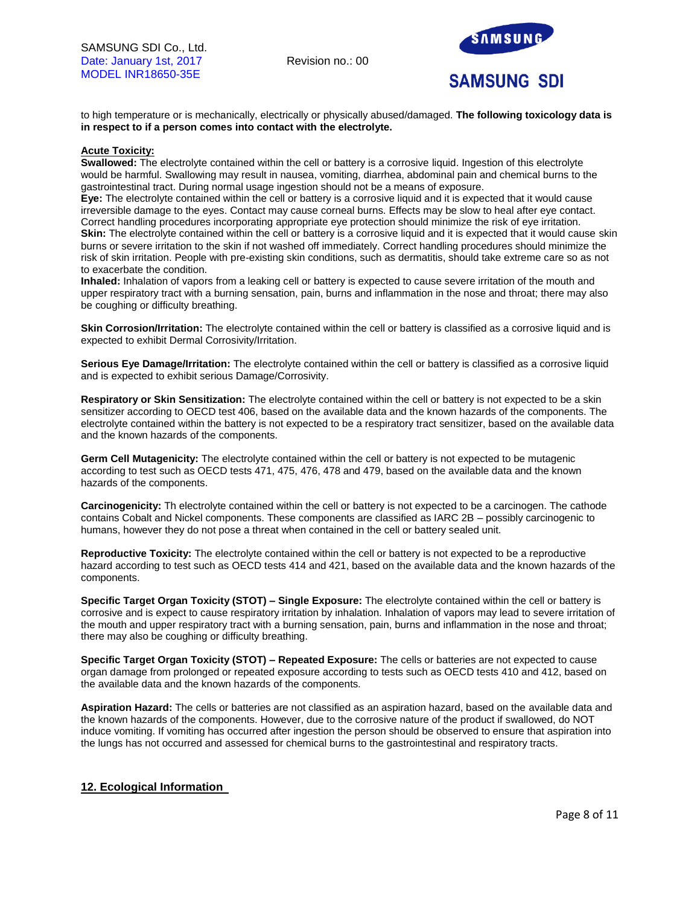to high temperature or is mechanically, electrically or physically abused/damaged. **The following toxicology data is in respect to if a person comes into contact with the electrolyte.**

**Acute Toxicity:**

**Swallowed:** The electrolyte contained within the cell or battery is a corrosive liquid. Ingestion of this electrolyte would be harmful. Swallowing may result in nausea, vomiting, diarrhea, abdominal pain and chemical burns to the gastrointestinal tract. During normal usage ingestion should not be a means of exposure.

**Eye:** The electrolyte contained within the cell or battery is a corrosive liquid and it is expected that it would cause irreversible damage to the eyes. Contact may cause corneal burns. Effects may be slow to heal after eye contact. Correct handling procedures incorporating appropriate eye protection should minimize the risk of eye irritation.

**Skin:** The electrolyte contained within the cell or battery is a corrosive liquid and it is expected that it would cause skin burns or severe irritation to the skin if not washed off immediately. Correct handling procedures should minimize the risk of skin irritation. People with pre-existing skin conditions, such as dermatitis, should take extreme care so as not to exacerbate the condition.

**Inhaled:** Inhalation of vapors from a leaking cell or battery is expected to cause severe irritation of the mouth and upper respiratory tract with a burning sensation, pain, burns and inflammation in the nose and throat; there may also be coughing or difficulty breathing.

**Skin Corrosion/Irritation:** The electrolyte contained within the cell or battery is classified as a corrosive liquid and is expected to exhibit Dermal Corrosivity/Irritation.

**Serious Eye Damage/Irritation:** The electrolyte contained within the cell or battery is classified as a corrosive liquid and is expected to exhibit serious Damage/Corrosivity.

**Respiratory or Skin Sensitization:** The electrolyte contained within the cell or battery is not expected to be a skin sensitizer according to OECD test 406, based on the available data and the known hazards of the components. The electrolyte contained within the battery is not expected to be a respiratory tract sensitizer, based on the available data and the known hazards of the components.

**Germ Cell Mutagenicity:** The electrolyte contained within the cell or battery is not expected to be mutagenic according to test such as OECD tests 471, 475, 476, 478 and 479, based on the available data and the known hazards of the components.

**Carcinogenicity:** Th electrolyte contained within the cell or battery is not expected to be a carcinogen. The cathode contains Cobalt and Nickel components. These components are classified as IARC 2B – possibly carcinogenic to humans, however they do not pose a threat when contained in the cell or battery sealed unit.

**Reproductive Toxicity:** The electrolyte contained within the cell or battery is not expected to be a reproductive hazard according to test such as OECD tests 414 and 421, based on the available data and the known hazards of the components.

**Specific Target Organ Toxicity (STOT) – Single Exposure:** The electrolyte contained within the cell or battery is corrosive and is expect to cause respiratory irritation by inhalation. Inhalation of vapors may lead to severe irritation of the mouth and upper respiratory tract with a burning sensation, pain, burns and inflammation in the nose and throat; there may also be coughing or difficulty breathing.

**Specific Target Organ Toxicity (STOT) – Repeated Exposure:** The cells or batteries are not expected to cause organ damage from prolonged or repeated exposure according to tests such as OECD tests 410 and 412, based on the available data and the known hazards of the components.

**Aspiration Hazard:** The cells or batteries are not classified as an aspiration hazard, based on the available data and the known hazards of the components. However, due to the corrosive nature of the product if swallowed, do NOT induce vomiting. If vomiting has occurred after ingestion the person should be observed to ensure that aspiration into the lungs has not occurred and assessed for chemical burns to the gastrointestinal and respiratory tracts.

## 12. Ecological Information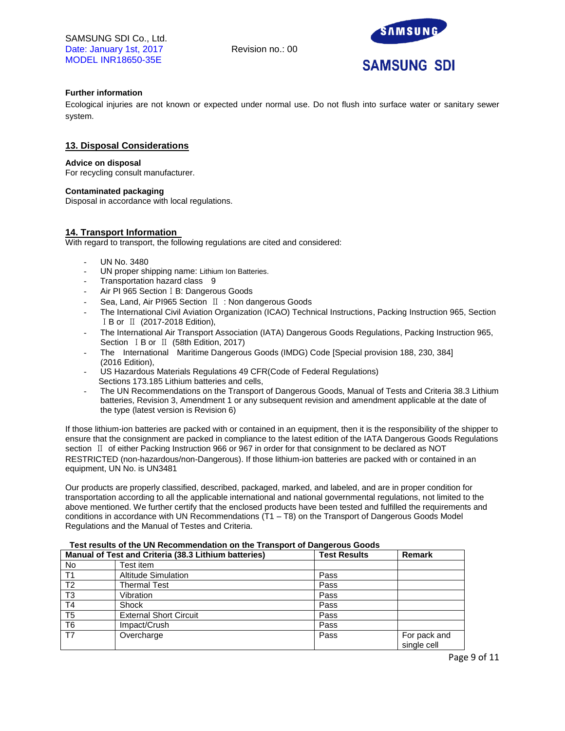SAMSUNG SDI Co., Ltd.
Date: January 1st, 2017
MODEL INR18650-35E

Revision no.: 00

**Further information**

Ecological injuries are not known or expected under normal use. Do not flush into surface water or sanitary sewer system.

## 13. Disposal Considerations

**Advice on disposal**
For recycling consult manufacturer.

**Contaminated packaging**
Disposal in accordance with local regulations.

## 14. Transport Information

With regard to transport, the following regulations are cited and considered:

- UN No. 3480
- UN proper shipping name: Lithium Ion Batteries.
- Transportation hazard class 9
- Air PI 965 Section ⅠB: Dangerous Goods
- Sea, Land, Air PI965 Section Ⅱ : Non dangerous Goods
- The International Civil Aviation Organization (ICAO) Technical Instructions, Packing Instruction 965, Section ⅠB or Ⅱ (2017-2018 Edition),
- The International Air Transport Association (IATA) Dangerous Goods Regulations, Packing Instruction 965, Section ⅠB or Ⅱ (58th Edition, 2017)
- The International Maritime Dangerous Goods (IMDG) Code [Special provision 188, 230, 384] (2016 Edition),
- US Hazardous Materials Regulations 49 CFR(Code of Federal Regulations) Sections 173.185 Lithium batteries and cells,
- The UN Recommendations on the Transport of Dangerous Goods, Manual of Tests and Criteria 38.3 Lithium batteries, Revision 3, Amendment 1 or any subsequent revision and amendment applicable at the date of the type (latest version is Revision 6)

If those lithium-ion batteries are packed with or contained in an equipment, then it is the responsibility of the shipper to ensure that the consignment are packed in compliance to the latest edition of the IATA Dangerous Goods Regulations section Ⅱ of either Packing Instruction 966 or 967 in order for that consignment to be declared as NOT RESTRICTED (non-hazardous/non-Dangerous). If those lithium-ion batteries are packed with or contained in an equipment, UN No. is UN3481

Our products are properly classified, described, packaged, marked, and labeled, and are in proper condition for transportation according to all the applicable international and national governmental regulations, not limited to the above mentioned. We further certify that the enclosed products have been tested and fulfilled the requirements and conditions in accordance with UN Recommendations (T1 – T8) on the Transport of Dangerous Goods Model Regulations and the Manual of Testes and Criteria.

**Test results of the UN Recommendation on the Transport of Dangerous Goods**

| Manual of Test and Criteria (38.3 Lithium batteries) | | Test Results | Remark |
|---|---|---|---|
| No | Test item | | |
| T1 | Altitude Simulation | Pass | |
| T2 | Thermal Test | Pass | |
| T3 | Vibration | Pass | |
| T4 | Shock | Pass | |
| T5 | External Short Circuit | Pass | |
| T6 | Impact/Crush | Pass | |
| T7 | Overcharge | Pass | For pack and single cell |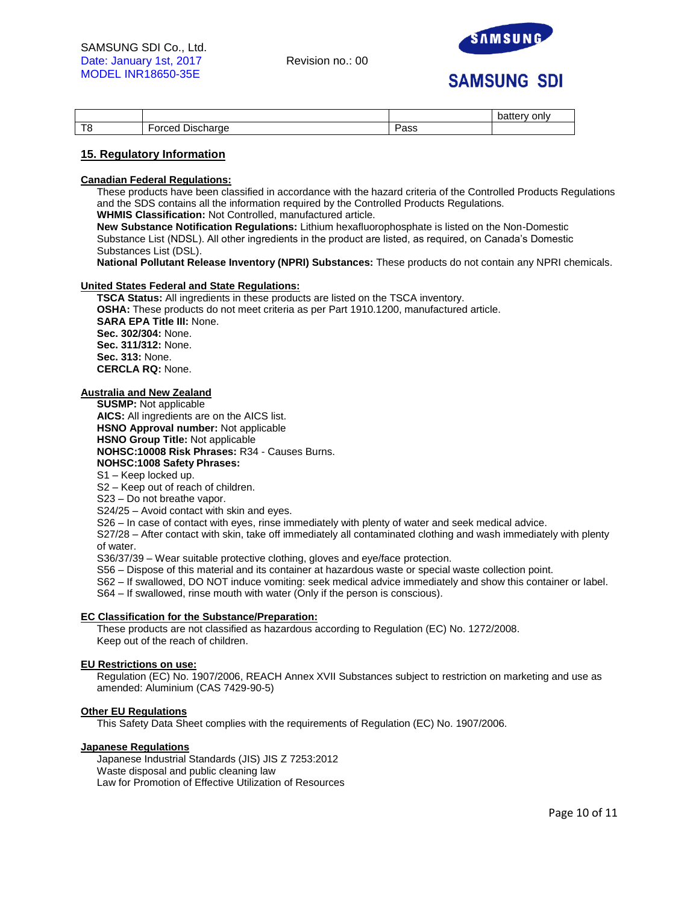|  |  |  | battery only |
| --- | --- | --- | --- |
| T8 | Forced Discharge | Pass |  |

## 15. Regulatory Information

**Canadian Federal Regulations:**

These products have been classified in accordance with the hazard criteria of the Controlled Products Regulations and the SDS contains all the information required by the Controlled Products Regulations.

**WHMIS Classification:** Not Controlled, manufactured article.

**New Substance Notification Regulations:** Lithium hexafluorophosphate is listed on the Non-Domestic Substance List (NDSL). All other ingredients in the product are listed, as required, on Canada's Domestic Substances List (DSL).

**National Pollutant Release Inventory (NPRI) Substances:** These products do not contain any NPRI chemicals.

**United States Federal and State Regulations:**

**TSCA Status:** All ingredients in these products are listed on the TSCA inventory.
**OSHA:** These products do not meet criteria as per Part 1910.1200, manufactured article.
**SARA EPA Title III:** None.
**Sec. 302/304:** None.
**Sec. 311/312:** None.
**Sec. 313:** None.
**CERCLA RQ:** None.

**Australia and New Zealand**

**SUSMP:** Not applicable
**AICS:** All ingredients are on the AICS list.
**HSNO Approval number:** Not applicable
**HSNO Group Title:** Not applicable
**NOHSC:10008 Risk Phrases:** R34 - Causes Burns.
**NOHSC:1008 Safety Phrases:**

S1 – Keep locked up.
S2 – Keep out of reach of children.
S23 – Do not breathe vapor.
S24/25 – Avoid contact with skin and eyes.
S26 – In case of contact with eyes, rinse immediately with plenty of water and seek medical advice.
S27/28 – After contact with skin, take off immediately all contaminated clothing and wash immediately with plenty of water.
S36/37/39 – Wear suitable protective clothing, gloves and eye/face protection.
S56 – Dispose of this material and its container at hazardous waste or special waste collection point.
S62 – If swallowed, DO NOT induce vomiting: seek medical advice immediately and show this container or label.
S64 – If swallowed, rinse mouth with water (Only if the person is conscious).

**EC Classification for the Substance/Preparation:**

These products are not classified as hazardous according to Regulation (EC) No. 1272/2008.
Keep out of the reach of children.

**EU Restrictions on use:**

Regulation (EC) No. 1907/2006, REACH Annex XVII Substances subject to restriction on marketing and use as amended: Aluminium (CAS 7429-90-5)

**Other EU Regulations**

This Safety Data Sheet complies with the requirements of Regulation (EC) No. 1907/2006.

**Japanese Regulations**

Japanese Industrial Standards (JIS) JIS Z 7253:2012
Waste disposal and public cleaning law
Law for Promotion of Effective Utilization of Resources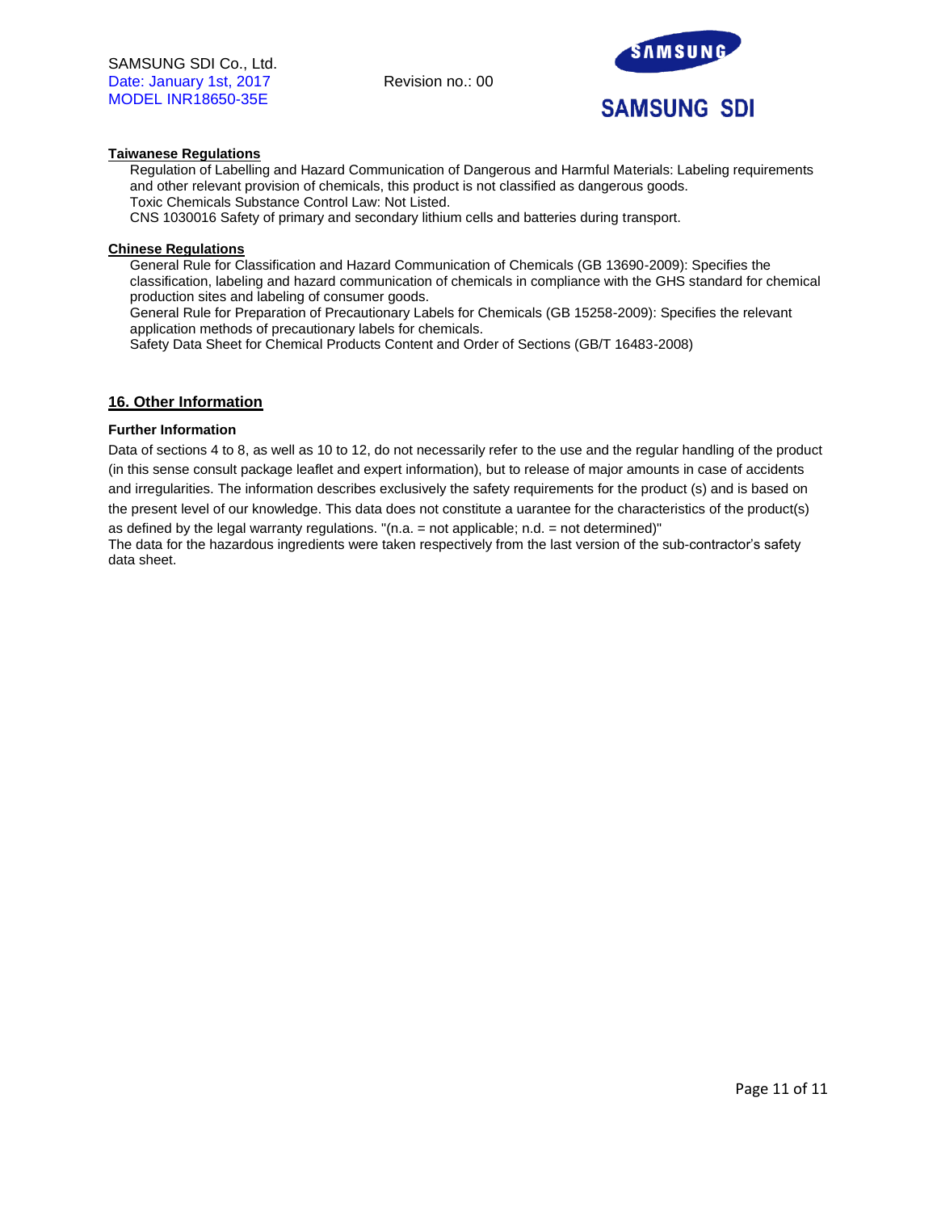**Taiwanese Regulations**

Regulation of Labelling and Hazard Communication of Dangerous and Harmful Materials: Labeling requirements and other relevant provision of chemicals, this product is not classified as dangerous goods.
Toxic Chemicals Substance Control Law: Not Listed.
CNS 1030016 Safety of primary and secondary lithium cells and batteries during transport.

**Chinese Regulations**

General Rule for Classification and Hazard Communication of Chemicals (GB 13690-2009): Specifies the classification, labeling and hazard communication of chemicals in compliance with the GHS standard for chemical production sites and labeling of consumer goods.
General Rule for Preparation of Precautionary Labels for Chemicals (GB 15258-2009): Specifies the relevant application methods of precautionary labels for chemicals.
Safety Data Sheet for Chemical Products Content and Order of Sections (GB/T 16483-2008)

## 16. Other Information

**Further Information**

Data of sections 4 to 8, as well as 10 to 12, do not necessarily refer to the use and the regular handling of the product (in this sense consult package leaflet and expert information), but to release of major amounts in case of accidents and irregularities. The information describes exclusively the safety requirements for the product (s) and is based on the present level of our knowledge. This data does not constitute a uarantee for the characteristics of the product(s) as defined by the legal warranty regulations. "(n.a. = not applicable; n.d. = not determined)"
The data for the hazardous ingredients were taken respectively from the last version of the sub-contractor's safety data sheet.